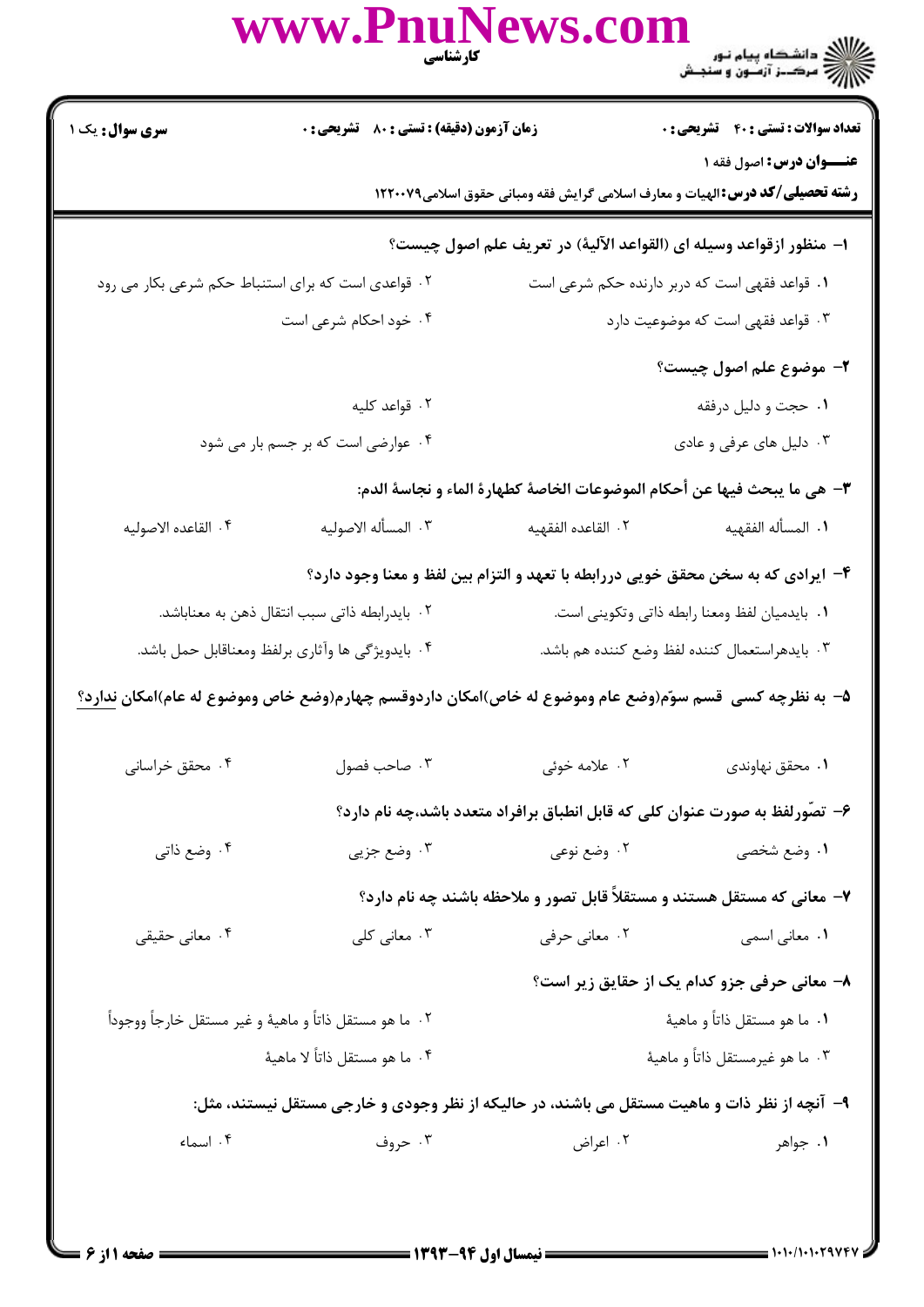کارشناسی

دانشگاه پیام نور
مرکز آزمون و سنجش

**سری سوال:** یک ۱ | **زمان آزمون (دقیقه) : تستی : ۸۰ تشریحی : ۰** | **تعداد سوالات : تستی : ۴۰ تشریحی : ۰**

**عنـــوان درس:** اصول فقه ۱

**رشته تحصیلی/کد درس:** الهیات و معارف اسلامی گرایش فقه ومبانی حقوق اسلامی۱۲۲۰۰۷۹

**۱- منظور ازقواعد وسیله ای (القواعد الآلیة) در تعریف علم اصول چیست؟**

۱. قواعد فقهی است که دربر دارنده حکم شرعی است
۲. قواعدی است که برای استنباط حکم شرعی بکار می رود
۳. قواعد فقهی است که موضوعیت دارد
۴. خود احکام شرعی است

**۲- موضوع علم اصول چیست؟**

۱. حجت و دلیل درفقه
۲. قواعد کلیه
۳. دلیل های عرفی و عادی
۴. عوارضی است که بر جسم بار می شود

**۳- هی ما یبحث فیها عن أحکام الموضوعات الخاصة کطهارة الماء و نجاسة الدم:**

۱. المسأله الفقهیه
۲. القاعده الفقهیه
۳. المسأله الاصولیه
۴. القاعده الاصولیه

**۴- ایرادی که به سخن محقق خویی دررابطه با تعهد و التزام بین لفظ و معنا وجود دارد؟**

۱. بایدمیان لفظ ومعنا رابطه ذاتی وتکوینی است.
۲. بایدرابطه ذاتی سبب انتقال ذهن به معناباشد.
۳. بایدهراستعمال کننده لفظ وضع کننده هم باشد.
۴. بایدویژگی ها وآثاری برلفظ ومعناقابل حمل باشد.

**۵- به نظرچه کسی قسم سوّم(وضع عام وموضوع له خاص)امکان داردوقسم چهارم(وضع خاص وموضوع له عام)امکان ندارد؟**

۱. محقق نهاوندی
۲. علامه خوئی
۳. صاحب فصول
۴. محقق خراسانی

**۶- تصّورلفظ به صورت عنوان کلی که قابل انطباق برافراد متعدد باشد،چه نام دارد؟**

۱. وضع شخصی
۲. وضع نوعی
۳. وضع جزیی
۴. وضع ذاتی

**۷- معانی که مستقل هستند و مستقلاً قابل تصور و ملاحظه باشند چه نام دارد؟**

۱. معانی اسمی
۲. معانی حرفی
۳. معانی کلی
۴. معانی حقیقی

**۸- معانی حرفی جزو کدام یک از حقایق زیر است؟**

۱. ما هو مستقل ذاتاً و ماهیة
۲. ما هو مستقل ذاتاً و ماهیة و غیر مستقل خارجاً ووجوداً
۳. ما هو غیرمستقل ذاتاً و ماهیة
۴. ما هو مستقل ذاتاً لا ماهیة

**۹- آنچه از نظر ذات و ماهیت مستقل می باشند، در حالیکه از نظر وجودی و خارجی مستقل نیستند، مثل:**

۱. جواهر
۲. اعراض
۳. حروف
۴. اسماء

نیمسال اول ۹۴-۱۳۹۳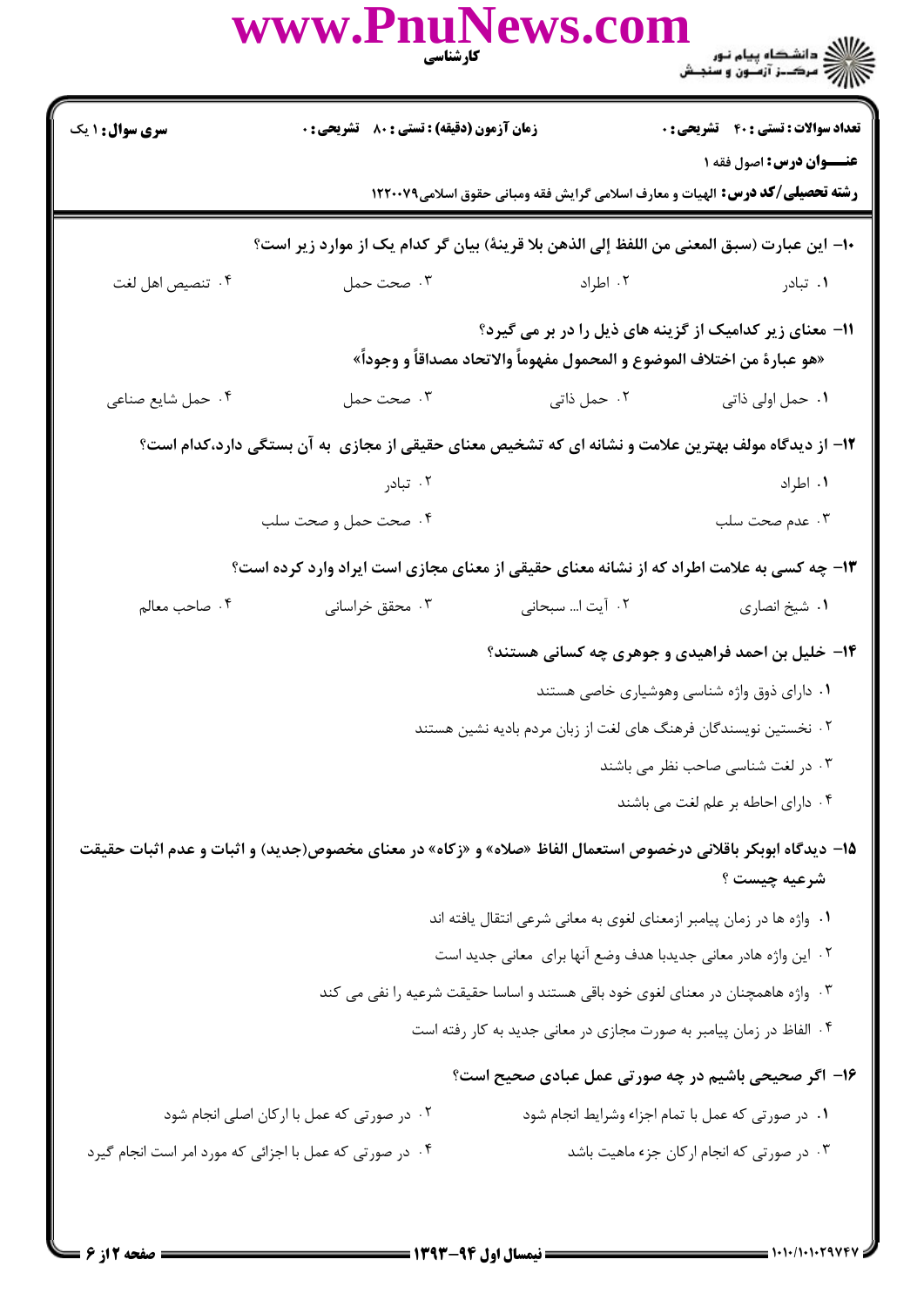**سری سوال:** ۱ یک　　**زمان آزمون (دقیقه) : تستی :** ۸۰　**تشریحی :** ۰　　**تعداد سوالات : تستی :** ۴۰　**تشریحی :** ۰

**عنـــوان درس:** اصول فقه ۱

**رشته تحصیلی/کد درس:** الهیات و معارف اسلامی گرایش فقه ومبانی حقوق اسلامی۱۲۲۰۰۷۹

۱۰- این عبارت (سبق المعنی من اللفظ إلی الذهن بلا قرینة) بیان گر کدام یک از موارد زیر است؟

۱. تبادر　　۲. اطراد　　۳. صحت حمل　　۴. تنصیص اهل لغت

۱۱- معنای زیر کدامیک از گزینه های ذیل را در بر می گیرد؟
«هو عبارة من اختلاف الموضوع و المحمول مفهوماً والاتحاد مصداقاً و وجوداً»

۱. حمل اولی ذاتی　　۲. حمل ذاتی　　۳. صحت حمل　　۴. حمل شایع صناعی

۱۲- از دیدگاه مولف بهترین علامت و نشانه ای که تشخیص معنای حقیقی از مجازی به آن بستگی دارد،کدام است؟

۱. اطراد　　۲. تبادر
۳. عدم صحت سلب　　۴. صحت حمل و صحت سلب

۱۳- چه کسی به علامت اطراد که از نشانه معنای حقیقی از معنای مجازی است ایراد وارد کرده است؟

۱. شیخ انصاری　　۲. آیت ا... سبحانی　　۳. محقق خراسانی　　۴. صاحب معالم

۱۴- خلیل بن احمد فراهیدی و جوهری چه کسانی هستند؟

۱. دارای ذوق واژه شناسی وهوشیاری خاصی هستند
۲. نخستین نویسندگان فرهنگ های لغت از زبان مردم بادیه نشین هستند
۳. در لغت شناسی صاحب نظر می باشند
۴. دارای احاطه بر علم لغت می باشند

۱۵- دیدگاه ابوبکر باقلانی درخصوص استعمال الفاظ «صلاه» و «زکاه» در معنای مخصوص(جدید) و اثبات و عدم اثبات حقیقت شرعیه چیست ؟

۱. واژه ها در زمان پیامبر ازمعنای لغوی به معانی شرعی انتقال یافته اند
۲. این واژه هادر معانی جدیدبا هدف وضع آنها برای معانی جدید است
۳. واژه هاهمچنان در معنای لغوی خود باقی هستند و اساسا حقیقت شرعیه را نفی می کند
۴. الفاظ در زمان پیامبر به صورت مجازی در معانی جدید به کار رفته است

۱۶- اگر صحیحی باشیم در چه صورتی عمل عبادی صحیح است؟

۱. در صورتی که عمل با تمام اجزاء وشرایط انجام شود
۲. در صورتی که عمل با ارکان اصلی انجام شود
۳. در صورتی که انجام ارکان جزء ماهیت باشد
۴. در صورتی که عمل با اجزائی که مورد امر است انجام گیرد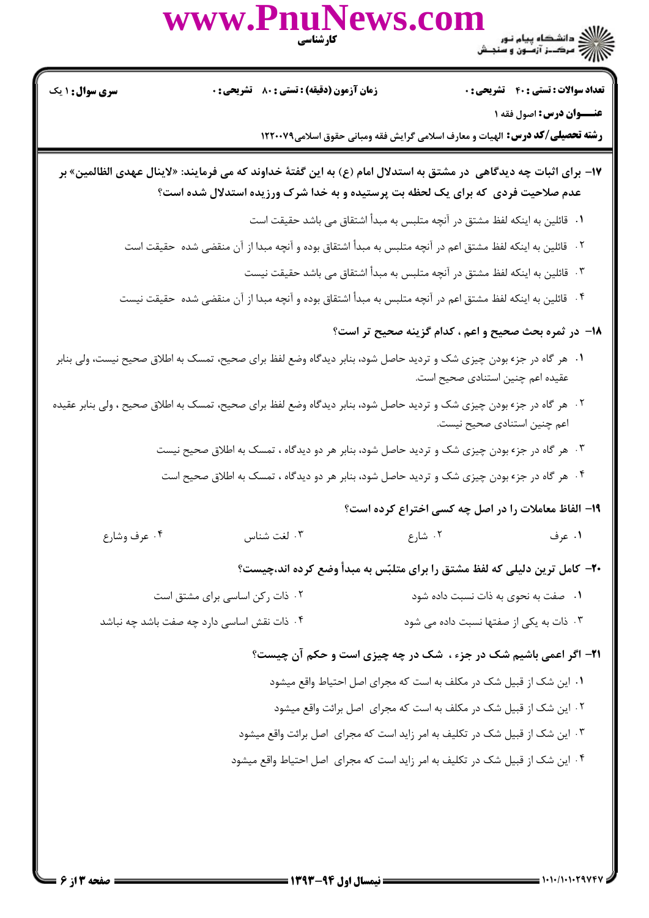۱۷- برای اثبات چه دیدگاهی در مشتق به استدلال امام (ع) به این گفتهٔ خداوند که می فرمایند: «لاینال عهدی الظالمین» بر عدم صلاحیت فردی که برای یک لحظه بت پرستیده و به خدا شرک ورزیده استدلال شده است؟

۱. قائلین به اینکه لفظ مشتق در آنچه متلبس به مبدأ اشتقاق می باشد حقیقت است

۲. قائلین به اینکه لفظ مشتق اعم در آنچه متلبس به مبدأ اشتقاق بوده و آنچه مبدا از آن منقضی شده حقیقت است

۳. قائلین به اینکه لفظ مشتق در آنچه متلبس به مبدأ اشتقاق می باشد حقیقت نیست

۴. قائلین به اینکه لفظ مشتق اعم در آنچه متلبس به مبدأ اشتقاق بوده و آنچه مبدا از آن منقضی شده حقیقت نیست

۱۸- در ثمره بحث صحیح و اعم ، کدام گزینه صحیح تر است؟

۱. هر گاه در جزء بودن چیزی شک و تردید حاصل شود، بنابر دیدگاه وضع لفظ برای صحیح، تمسک به اطلاق صحیح نیست، ولی بنابر عقیده اعم چنین استنادی صحیح است.

۲. هر گاه در جزء بودن چیزی شک و تردید حاصل شود، بنابر دیدگاه وضع لفظ برای صحیح، تمسک به اطلاق صحیح ، ولی بنابر عقیده اعم چنین استنادی صحیح نیست.

۳. هر گاه در جزء بودن چیزی شک و تردید حاصل شود، بنابر هر دو دیدگاه ، تمسک به اطلاق صحیح نیست

۴. هر گاه در جزء بودن چیزی شک و تردید حاصل شود، بنابر هر دو دیدگاه ، تمسک به اطلاق صحیح است

۱۹- الفاظ معاملات را در اصل چه کسی اختراع کرده است؟

۱. عرف
۲. شارع
۳. لغت شناس
۴. عرف وشارع

۲۰- کامل ترین دلیلی که لفظ مشتق را برای متلبّس به مبدأ وضع کرده اند،چیست؟

۱. صفت به نحوی به ذات نسبت داده شود
۲. ذات رکن اساسی برای مشتق است
۳. ذات به یکی از صفتها نسبت داده می شود
۴. ذات نقش اساسی دارد چه صفت باشد چه نباشد

۲۱- اگر اعمی باشیم شک در جزء ، شک در چه چیزی است و حکم آن چیست؟

۱. این شک از قبیل شک در مکلف به است که مجرای اصل احتیاط واقع میشود

۲. این شک از قبیل شک در مکلف به است که مجرای اصل برائت واقع میشود

۳. این شک از قبیل شک در تکلیف به امر زاید است که مجرای اصل برائت واقع میشود

۴. این شک از قبیل شک در تکلیف به امر زاید است که مجرای اصل احتیاط واقع میشود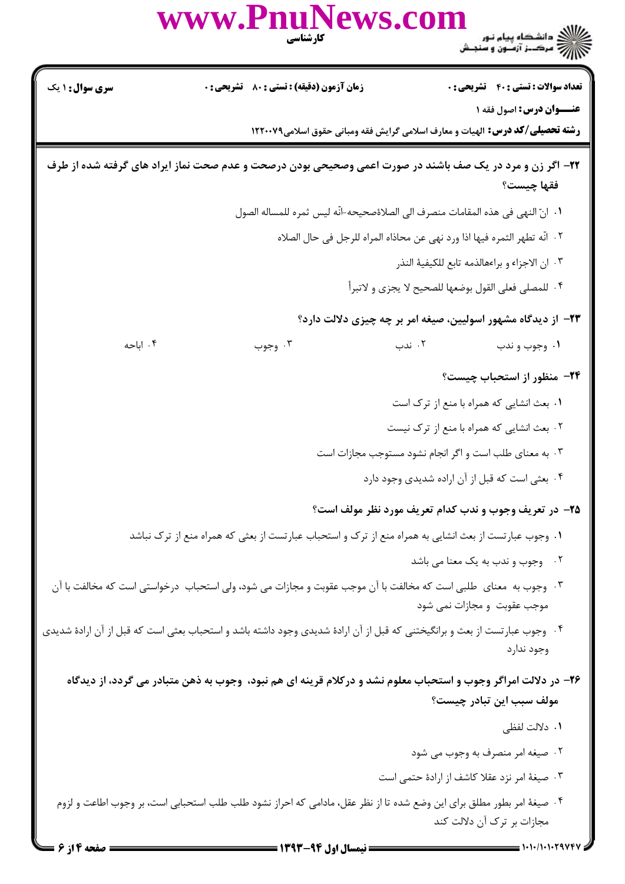**۲۲- اگر زن و مرد در یک صف باشند در صورت اعمی وصحیحی بودن درصحت و عدم صحت نماز ایراد های گرفته شده از طرف فقها چیست؟**

۱. انّ النهی فی هذه المقامات منصرف الی الصلاةصحیحه-انّه لیس ثمره للمساله الصول

۲. انّه تطهر الثمره فیها اذا ورد نهی عن محاذاه المراه للرجل فی حال الصلاه

۳. ان الاجزاء و براءهالذمه تابع للکیفیة النذر

۴. للمصلی فعلی القول بوضعها للصحیح لا یجزی و لاتبرأ

**۲۳- از دیدگاه مشهور اصولیین، صیغه امر بر چه چیزی دلالت دارد؟**

۱. وجوب و ندب
۲. ندب
۳. وجوب
۴. اباحه

**۲۴- منظور از استحباب چیست؟**

۱. بعث انشایی که همراه با منع از ترک است

۲. بعث انشایی که همراه با منع از ترک نیست

۳. به معنای طلب است و اگر انجام نشود مستوجب مجازات است

۴. بعثی است که قبل از آن اراده شدیدی وجود دارد

**۲۵- در تعریف وجوب و ندب کدام تعریف مورد نظر مولف است؟**

۱. وجوب عبارتست از بعث انشایی به همراه منع از ترک و استحباب عبارتست از بعثی که همراه منع از ترک نباشد

۲. وجوب و ندب به یک معنا می باشد

۳. وجوب به معنای طلبی است که مخالفت با آن موجب عقوبت و مجازات می شود، ولی استحباب درخواستی است که مخالفت با آن موجب عقوبت و مجازات نمی شود

۴. وجوب عبارتست از بعث و برانگیختنی که قبل از آن ارادهٔ شدیدی وجود داشته باشد و استحباب بعثی است که قبل از آن ارادهٔ شدیدی وجود ندارد

**۲۶- در دلالت امراگر وجوب و استحباب معلوم نشد و درکلام قرینه ای هم نبود، وجوب به ذهن متبادر می گردد، از دیدگاه مولف سبب این تبادر چیست؟**

۱. دلالت لفظی

۲. صیغه امر منصرف به وجوب می شود

۳. صیغهٔ امر نزد عقلا کاشف از ارادهٔ حتمی است

۴. صیغهٔ امر بطور مطلق برای این وضع شده تا از نظر عقل، مادامی که احراز نشود طلب طلب استحبابی است، بر وجوب اطاعت و لزوم مجازات بر ترک آن دلالت کند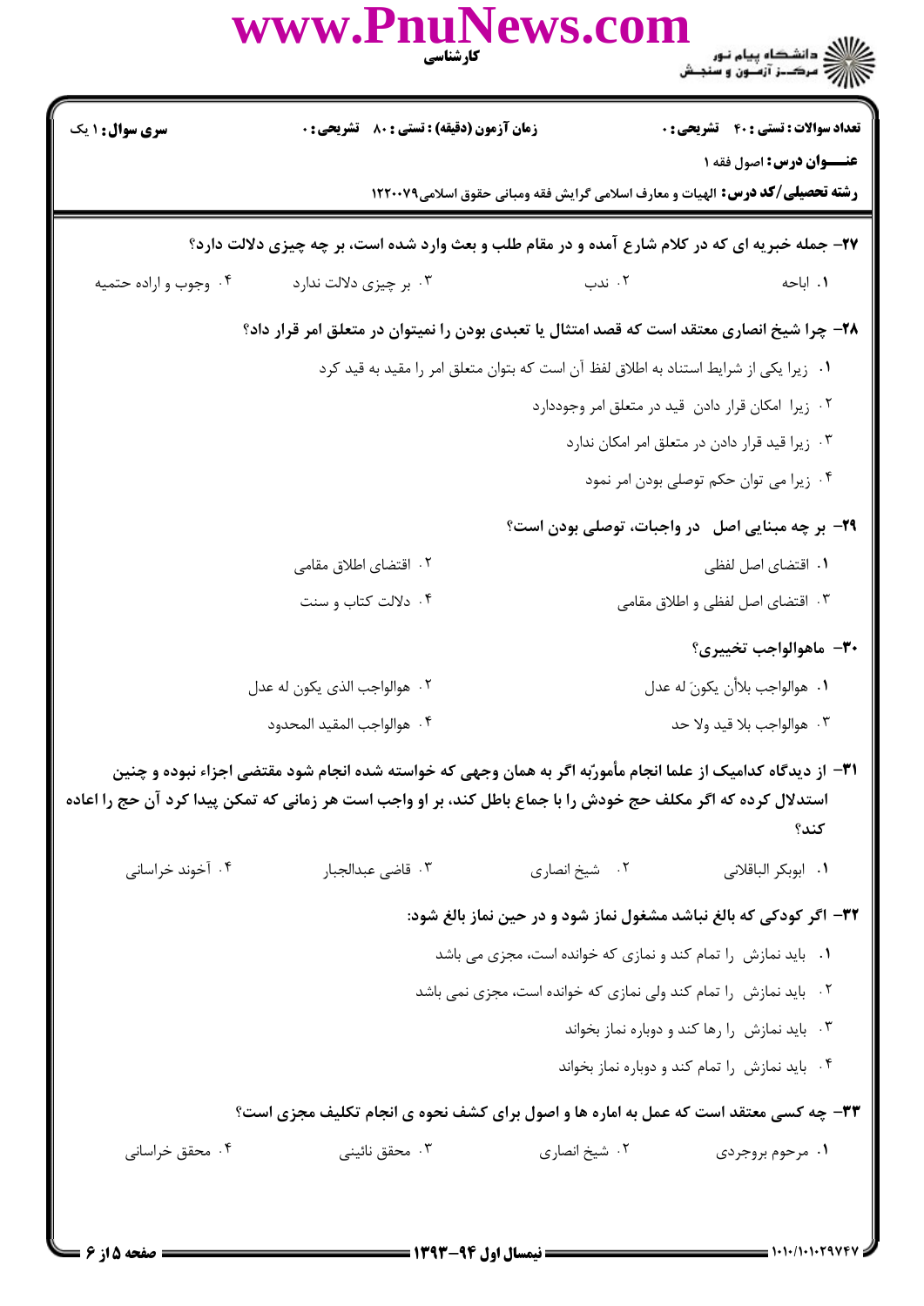۲۷- جمله خبریه ای که در کلام شارع آمده و در مقام طلب و بعث وارد شده است، بر چه چیزی دلالت دارد؟

۱. اباحه
۲. ندب
۳. بر چیزی دلالت ندارد
۴. وجوب و اراده حتمیه

۲۸- چرا شیخ انصاری معتقد است که قصد امتثال یا تعبدی بودن را نمیتوان در متعلق امر قرار داد؟

۱. زیرا یکی از شرایط استناد به اطلاق لفظ آن است که بتوان متعلق امر را مقید به قید کرد
۲. زیرا امکان قرار دادن قید در متعلق امر وجوددارد
۳. زیرا قید قرار دادن در متعلق امر امکان ندارد
۴. زیرا می توان حکم توصلی بودن امر نمود

۲۹- بر چه مبنایی اصل در واجبات، توصلی بودن است؟

۱. اقتضای اصل لفظی
۲. اقتضای اطلاق مقامی
۳. اقتضای اصل لفظی و اطلاق مقامی
۴. دلالت کتاب و سنت

۳۰- ماهوالواجب تخییری؟

۱. هوالواجب بلأن یکونَ له عدل
۲. هوالواجب الذی یکون له عدل
۳. هوالواجب بلا قید ولا حد
۴. هوالواجب المقید المحدود

۳۱- از دیدگاه کدامیک از علما انجام مأموربّه اگر به همان وجهی که خواسته شده انجام شود مقتضی اجزاء نبوده و چنین استدلال کرده که اگر مکلف حج خودش را با جماع باطل کند، بر او واجب است هر زمانی که تمکن پیدا کرد آن حج را اعاده کند؟

۱. ابوبکر الباقلانی
۲. شیخ انصاری
۳. قاضی عبدالجبار
۴. آخوند خراسانی

۳۲- اگر کودکی که بالغ نباشد مشغول نماز شود و در حین نماز بالغ شود:

۱. باید نمازش را تمام کند و نمازی که خوانده است، مجزی می باشد
۲. باید نمازش را تمام کند ولی نمازی که خوانده است، مجزی نمی باشد
۳. باید نمازش را رها کند و دوباره نماز بخواند
۴. باید نمازش را تمام کند و دوباره نماز بخواند

۳۳- چه کسی معتقد است که عمل به اماره ها و اصول برای کشف نحوه ی انجام تکلیف مجزی است؟

۱. مرحوم بروجردی
۲. شیخ انصاری
۳. محقق نائینی
۴. محقق خراسانی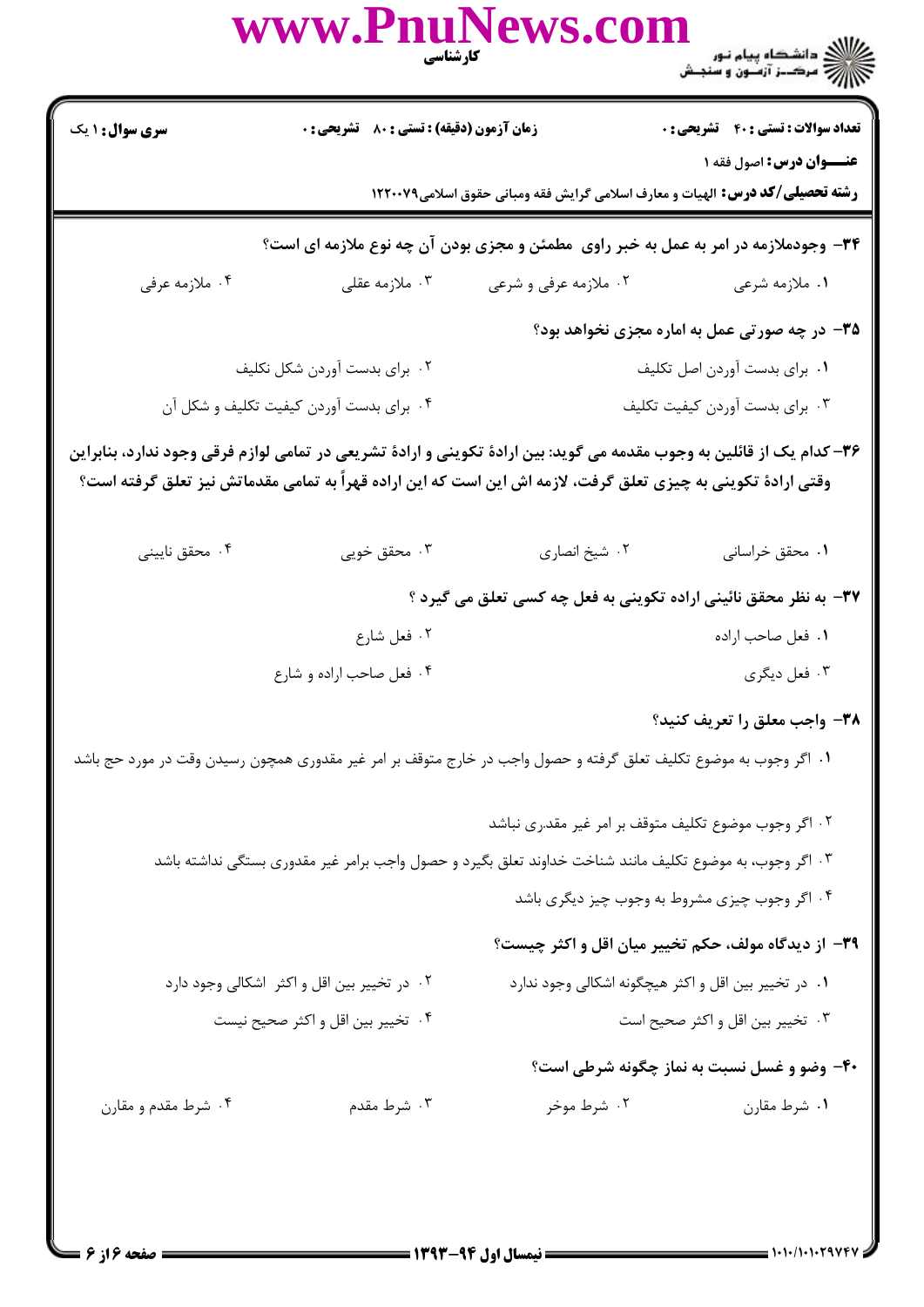**۳۴- وجودملازمه در امر به عمل به خبر راوی مطمئن و مجزی بودن آن چه نوع ملازمه ای است؟**

۱. ملازمه شرعی
۲. ملازمه عرفی و شرعی
۳. ملازمه عقلی
۴. ملازمه عرفی

**۳۵- در چه صورتی عمل به اماره مجزی نخواهد بود؟**

۱. برای بدست آوردن اصل تکلیف
۲. برای بدست آوردن شکل نکلیف
۳. برای بدست آوردن کیفیت تکلیف
۴. برای بدست آوردن کیفیت تکلیف و شکل آن

**۳۶- کدام یک از قائلین به وجوب مقدمه می گوید: بین ارادهٔ تکوینی و ارادهٔ تشریعی در تمامی لوازم فرقی وجود ندارد، بنابراین وقتی ارادهٔ تکوینی به چیزی تعلق گرفت، لازمه اش این است که این اراده قهراً به تمامی مقدماتش نیز تعلق گرفته است؟**

۱. محقق خراسانی
۲. شیخ انصاری
۳. محقق خویی
۴. محقق نایینی

**۳۷- به نظر محقق نائینی اراده تکوینی به فعل چه کسی تعلق می گیرد ؟**

۱. فعل صاحب اراده
۲. فعل شارع
۳. فعل دیگری
۴. فعل صاحب اراده و شارع

**۳۸- واجب معلق را تعریف کنید؟**

۱. اگر وجوب به موضوع تکلیف تعلق گرفته و حصول واجب در خارج متوقف بر امر غیر مقدوری همچون رسیدن وقت در مورد حج باشد

۲. اگر وجوب موضوع تکلیف متوقف بر امر غیر مقدری نباشد

۳. اگر وجوب، به موضوع تکلیف مانند شناخت خداوند تعلق بگیرد و حصول واجب برامر غیر مقدوری بستگی نداشته باشد

۴. اگر وجوب چیزی مشروط به وجوب چیز دیگری باشد

**۳۹- از دیدگاه مولف، حکم تخییر میان اقل و اکثر چیست؟**

۱. در تخییر بین اقل و اکثر هیچگونه اشکالی وجود ندارد
۲. در تخییر بین اقل و اکثر اشکالی وجود دارد
۳. تخییر بین اقل و اکثر صحیح است
۴. تخییر بین اقل و اکثر صحیح نیست

**۴۰- وضو و غسل نسبت به نماز چگونه شرطی است؟**

۱. شرط مقارن
۲. شرط موخر
۳. شرط مقدم
۴. شرط مقدم و مقارن